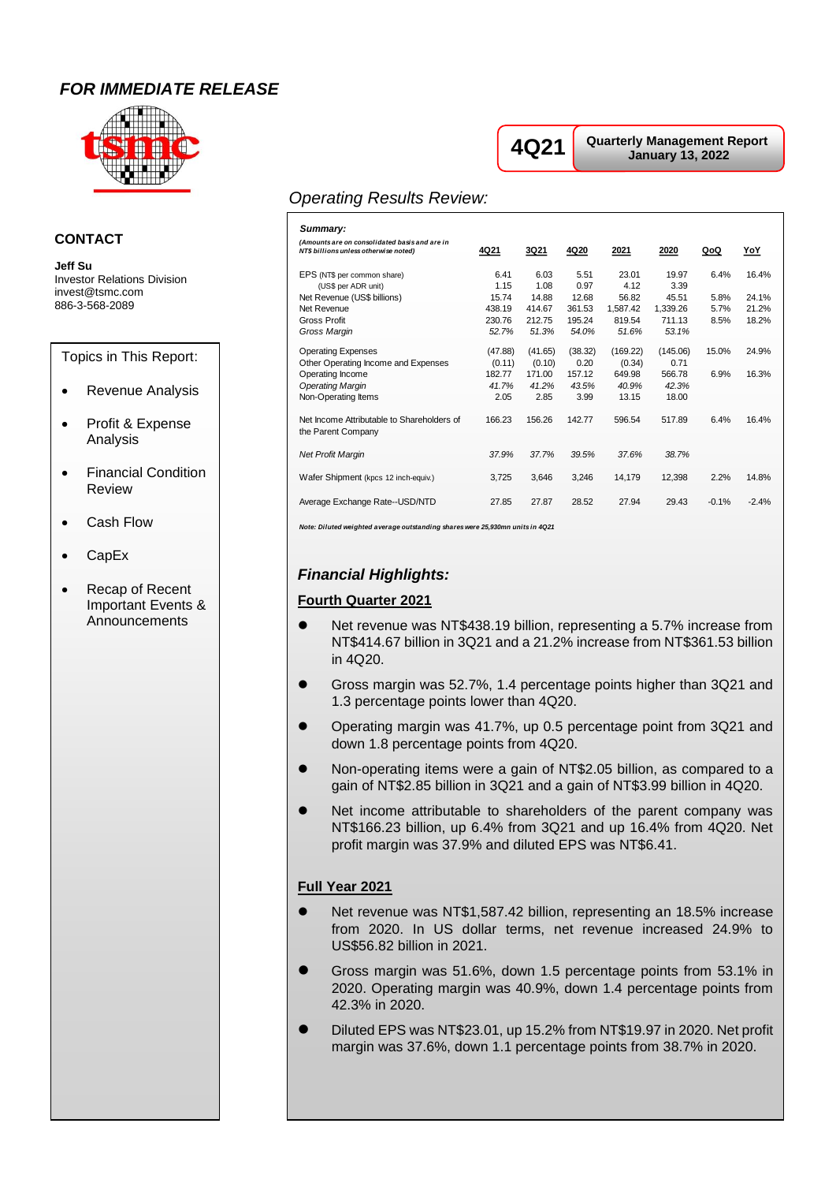*FOR IMMEDIATE RELEASE*

**4Q21** | **Quarterly Management Report**
**January 13, 2022**

## CONTACT

**Jeff Su**
Investor Relations Division
invest@tsmc.com
886-3-568-2089

Topics in This Report:

- Revenue Analysis
- Profit & Expense Analysis
- Financial Condition Review
- Cash Flow
- CapEx
- Recap of Recent Important Events & Announcements

## *Operating Results Review:*

***Summary:***

| *(Amounts are on consolidated basis and are in NT$ billions unless otherwise noted)* | 4Q21 | 3Q21 | 4Q20 | 2021 | 2020 | QoQ | YoY |
|---|---|---|---|---|---|---|---|
| EPS (NT$ per common share) | 6.41 | 6.03 | 5.51 | 23.01 | 19.97 | 6.4% | 16.4% |
| (US$ per ADR unit) | 1.15 | 1.08 | 0.97 | 4.12 | 3.39 | | |
| Net Revenue (US$ billions) | 15.74 | 14.88 | 12.68 | 56.82 | 45.51 | 5.8% | 24.1% |
| Net Revenue | 438.19 | 414.67 | 361.53 | 1,587.42 | 1,339.26 | 5.7% | 21.2% |
| Gross Profit | 230.76 | 212.75 | 195.24 | 819.54 | 711.13 | 8.5% | 18.2% |
| *Gross Margin* | *52.7%* | *51.3%* | *54.0%* | *51.6%* | *53.1%* | | |
| Operating Expenses | (47.88) | (41.65) | (38.32) | (169.22) | (145.06) | 15.0% | 24.9% |
| Other Operating Income and Expenses | (0.11) | (0.10) | 0.20 | (0.34) | 0.71 | | |
| Operating Income | 182.77 | 171.00 | 157.12 | 649.98 | 566.78 | 6.9% | 16.3% |
| *Operating Margin* | *41.7%* | *41.2%* | *43.5%* | *40.9%* | *42.3%* | | |
| Non-Operating Items | 2.05 | 2.85 | 3.99 | 13.15 | 18.00 | | |
| Net Income Attributable to Shareholders of the Parent Company | 166.23 | 156.26 | 142.77 | 596.54 | 517.89 | 6.4% | 16.4% |
| *Net Profit Margin* | *37.9%* | *37.7%* | *39.5%* | *37.6%* | *38.7%* | | |
| Wafer Shipment (kpcs 12 inch-equiv.) | 3,725 | 3,646 | 3,246 | 14,179 | 12,398 | 2.2% | 14.8% |
| Average Exchange Rate--USD/NTD | 27.85 | 27.87 | 28.52 | 27.94 | 29.43 | -0.1% | -2.4% |

***Note: Diluted weighted average outstanding shares were 25,930mn units in 4Q21***

## *Financial Highlights:*

### Fourth Quarter 2021

- Net revenue was NT$438.19 billion, representing a 5.7% increase from NT$414.67 billion in 3Q21 and a 21.2% increase from NT$361.53 billion in 4Q20.
- Gross margin was 52.7%, 1.4 percentage points higher than 3Q21 and 1.3 percentage points lower than 4Q20.
- Operating margin was 41.7%, up 0.5 percentage point from 3Q21 and down 1.8 percentage points from 4Q20.
- Non-operating items were a gain of NT$2.05 billion, as compared to a gain of NT$2.85 billion in 3Q21 and a gain of NT$3.99 billion in 4Q20.
- Net income attributable to shareholders of the parent company was NT$166.23 billion, up 6.4% from 3Q21 and up 16.4% from 4Q20. Net profit margin was 37.9% and diluted EPS was NT$6.41.

### Full Year 2021

- Net revenue was NT$1,587.42 billion, representing an 18.5% increase from 2020. In US dollar terms, net revenue increased 24.9% to US$56.82 billion in 2021.
- Gross margin was 51.6%, down 1.5 percentage points from 53.1% in 2020. Operating margin was 40.9%, down 1.4 percentage points from 42.3% in 2020.
- Diluted EPS was NT$23.01, up 15.2% from NT$19.97 in 2020. Net profit margin was 37.6%, down 1.1 percentage points from 38.7% in 2020.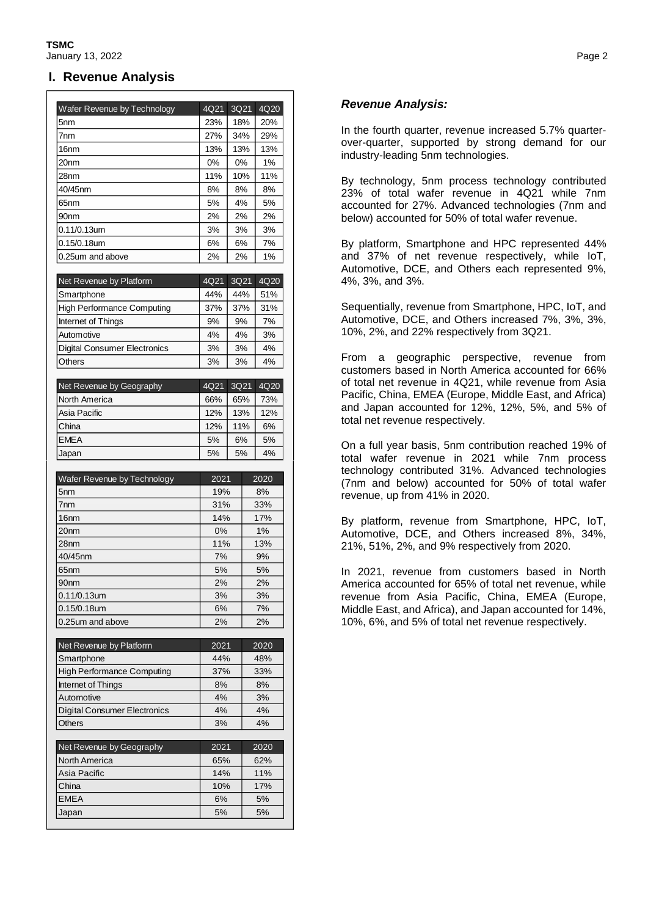## I. Revenue Analysis

| Wafer Revenue by Technology | 4Q21 | 3Q21 | 4Q20 |
|---|---|---|---|
| 5nm | 23% | 18% | 20% |
| 7nm | 27% | 34% | 29% |
| 16nm | 13% | 13% | 13% |
| 20nm | 0% | 0% | 1% |
| 28nm | 11% | 10% | 11% |
| 40/45nm | 8% | 8% | 8% |
| 65nm | 5% | 4% | 5% |
| 90nm | 2% | 2% | 2% |
| 0.11/0.13um | 3% | 3% | 3% |
| 0.15/0.18um | 6% | 6% | 7% |
| 0.25um and above | 2% | 2% | 1% |

| Net Revenue by Platform | 4Q21 | 3Q21 | 4Q20 |
|---|---|---|---|
| Smartphone | 44% | 44% | 51% |
| High Performance Computing | 37% | 37% | 31% |
| Internet of Things | 9% | 9% | 7% |
| Automotive | 4% | 4% | 3% |
| Digital Consumer Electronics | 3% | 3% | 4% |
| Others | 3% | 3% | 4% |

| Net Revenue by Geography | 4Q21 | 3Q21 | 4Q20 |
|---|---|---|---|
| North America | 66% | 65% | 73% |
| Asia Pacific | 12% | 13% | 12% |
| China | 12% | 11% | 6% |
| EMEA | 5% | 6% | 5% |
| Japan | 5% | 5% | 4% |

| Wafer Revenue by Technology | 2021 | 2020 |
|---|---|---|
| 5nm | 19% | 8% |
| 7nm | 31% | 33% |
| 16nm | 14% | 17% |
| 20nm | 0% | 1% |
| 28nm | 11% | 13% |
| 40/45nm | 7% | 9% |
| 65nm | 5% | 5% |
| 90nm | 2% | 2% |
| 0.11/0.13um | 3% | 3% |
| 0.15/0.18um | 6% | 7% |
| 0.25um and above | 2% | 2% |

| Net Revenue by Platform | 2021 | 2020 |
|---|---|---|
| Smartphone | 44% | 48% |
| High Performance Computing | 37% | 33% |
| Internet of Things | 8% | 8% |
| Automotive | 4% | 3% |
| Digital Consumer Electronics | 4% | 4% |
| Others | 3% | 4% |

| Net Revenue by Geography | 2021 | 2020 |
|---|---|---|
| North America | 65% | 62% |
| Asia Pacific | 14% | 11% |
| China | 10% | 17% |
| EMEA | 6% | 5% |
| Japan | 5% | 5% |

### *Revenue Analysis:*

In the fourth quarter, revenue increased 5.7% quarter-over-quarter, supported by strong demand for our industry-leading 5nm technologies.

By technology, 5nm process technology contributed 23% of total wafer revenue in 4Q21 while 7nm accounted for 27%. Advanced technologies (7nm and below) accounted for 50% of total wafer revenue.

By platform, Smartphone and HPC represented 44% and 37% of net revenue respectively, while IoT, Automotive, DCE, and Others each represented 9%, 4%, 3%, and 3%.

Sequentially, revenue from Smartphone, HPC, IoT, and Automotive, DCE, and Others increased 7%, 3%, 3%, 10%, 2%, and 22% respectively from 3Q21.

From a geographic perspective, revenue from customers based in North America accounted for 66% of total net revenue in 4Q21, while revenue from Asia Pacific, China, EMEA (Europe, Middle East, and Africa) and Japan accounted for 12%, 12%, 5%, and 5% of total net revenue respectively.

On a full year basis, 5nm contribution reached 19% of total wafer revenue in 2021 while 7nm process technology contributed 31%. Advanced technologies (7nm and below) accounted for 50% of total wafer revenue, up from 41% in 2020.

By platform, revenue from Smartphone, HPC, IoT, Automotive, DCE, and Others increased 8%, 34%, 21%, 51%, 2%, and 9% respectively from 2020.

In 2021, revenue from customers based in North America accounted for 65% of total net revenue, while revenue from Asia Pacific, China, EMEA (Europe, Middle East, and Africa), and Japan accounted for 14%, 10%, 6%, and 5% of total net revenue respectively.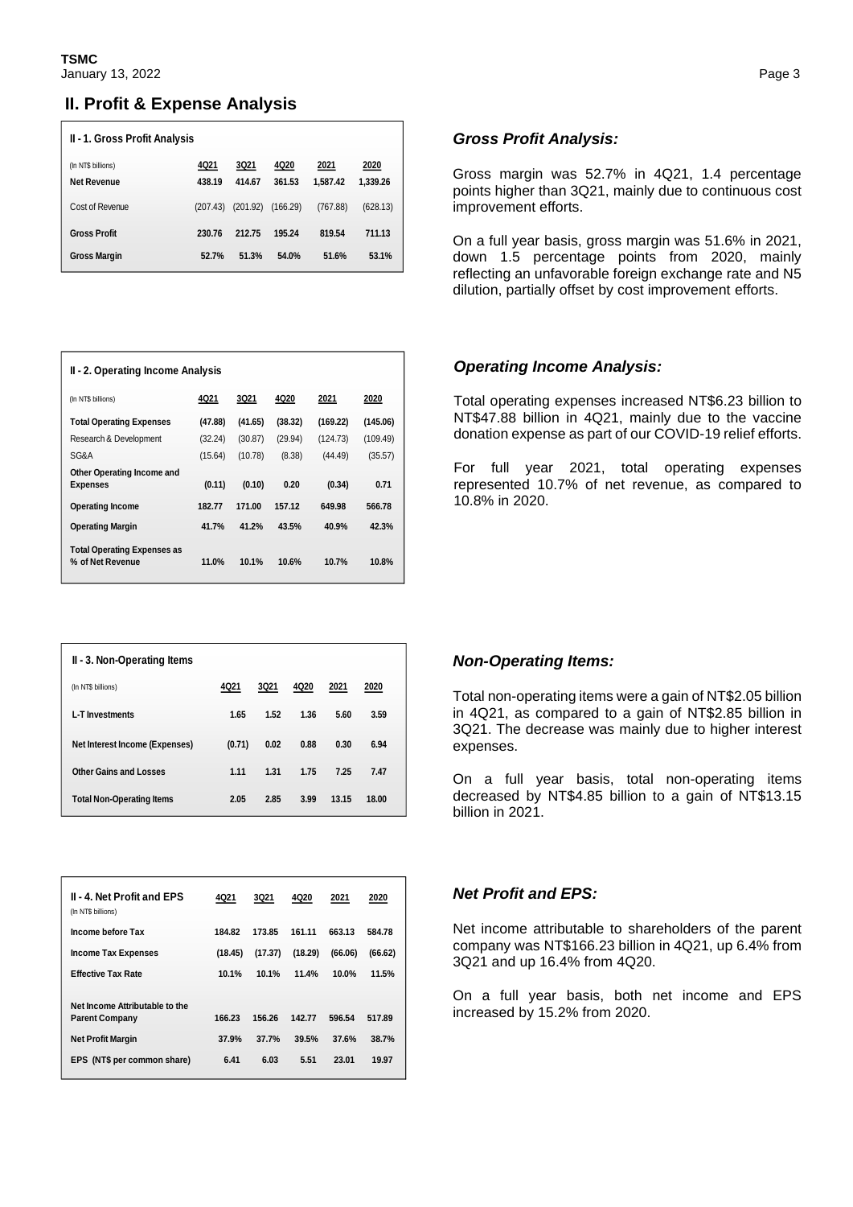## II. Profit & Expense Analysis

**II - 1. Gross Profit Analysis**

| (In NT$ billions) | 4Q21 | 3Q21 | 4Q20 | 2021 | 2020 |
|---|---|---|---|---|---|
| **Net Revenue** | **438.19** | **414.67** | **361.53** | **1,587.42** | **1,339.26** |
| Cost of Revenue | (207.43) | (201.92) | (166.29) | (767.88) | (628.13) |
| **Gross Profit** | **230.76** | **212.75** | **195.24** | **819.54** | **711.13** |
| **Gross Margin** | **52.7%** | **51.3%** | **54.0%** | **51.6%** | **53.1%** |

### *Gross Profit Analysis:*

Gross margin was 52.7% in 4Q21, 1.4 percentage points higher than 3Q21, mainly due to continuous cost improvement efforts.

On a full year basis, gross margin was 51.6% in 2021, down 1.5 percentage points from 2020, mainly reflecting an unfavorable foreign exchange rate and N5 dilution, partially offset by cost improvement efforts.

**II - 2. Operating Income Analysis**

| (In NT$ billions) | 4Q21 | 3Q21 | 4Q20 | 2021 | 2020 |
|---|---|---|---|---|---|
| **Total Operating Expenses** | **(47.88)** | **(41.65)** | **(38.32)** | **(169.22)** | **(145.06)** |
| Research & Development | (32.24) | (30.87) | (29.94) | (124.73) | (109.49) |
| SG&A | (15.64) | (10.78) | (8.38) | (44.49) | (35.57) |
| **Other Operating Income and Expenses** | **(0.11)** | **(0.10)** | **0.20** | **(0.34)** | **0.71** |
| **Operating Income** | **182.77** | **171.00** | **157.12** | **649.98** | **566.78** |
| **Operating Margin** | **41.7%** | **41.2%** | **43.5%** | **40.9%** | **42.3%** |
| **Total Operating Expenses as % of Net Revenue** | **11.0%** | **10.1%** | **10.6%** | **10.7%** | **10.8%** |

### *Operating Income Analysis:*

Total operating expenses increased NT$6.23 billion to NT$47.88 billion in 4Q21, mainly due to the vaccine donation expense as part of our COVID-19 relief efforts.

For full year 2021, total operating expenses represented 10.7% of net revenue, as compared to 10.8% in 2020.

**II - 3. Non-Operating Items**

| (In NT$ billions) | 4Q21 | 3Q21 | 4Q20 | 2021 | 2020 |
|---|---|---|---|---|---|
| **L-T Investments** | **1.65** | **1.52** | **1.36** | **5.60** | **3.59** |
| **Net Interest Income (Expenses)** | **(0.71)** | **0.02** | **0.88** | **0.30** | **6.94** |
| **Other Gains and Losses** | **1.11** | **1.31** | **1.75** | **7.25** | **7.47** |
| **Total Non-Operating Items** | **2.05** | **2.85** | **3.99** | **13.15** | **18.00** |

### *Non-Operating Items:*

Total non-operating items were a gain of NT$2.05 billion in 4Q21, as compared to a gain of NT$2.85 billion in 3Q21. The decrease was mainly due to higher interest expenses.

On a full year basis, total non-operating items decreased by NT$4.85 billion to a gain of NT$13.15 billion in 2021.

**II - 4. Net Profit and EPS**

| (In NT$ billions) | 4Q21 | 3Q21 | 4Q20 | 2021 | 2020 |
|---|---|---|---|---|---|
| **Income before Tax** | **184.82** | **173.85** | **161.11** | **663.13** | **584.78** |
| **Income Tax Expenses** | **(18.45)** | **(17.37)** | **(18.29)** | **(66.06)** | **(66.62)** |
| **Effective Tax Rate** | **10.1%** | **10.1%** | **11.4%** | **10.0%** | **11.5%** |
| **Net Income Attributable to the Parent Company** | **166.23** | **156.26** | **142.77** | **596.54** | **517.89** |
| **Net Profit Margin** | **37.9%** | **37.7%** | **39.5%** | **37.6%** | **38.7%** |
| **EPS (NT$ per common share)** | **6.41** | **6.03** | **5.51** | **23.01** | **19.97** |

### *Net Profit and EPS:*

Net income attributable to shareholders of the parent company was NT$166.23 billion in 4Q21, up 6.4% from 3Q21 and up 16.4% from 4Q20.

On a full year basis, both net income and EPS increased by 15.2% from 2020.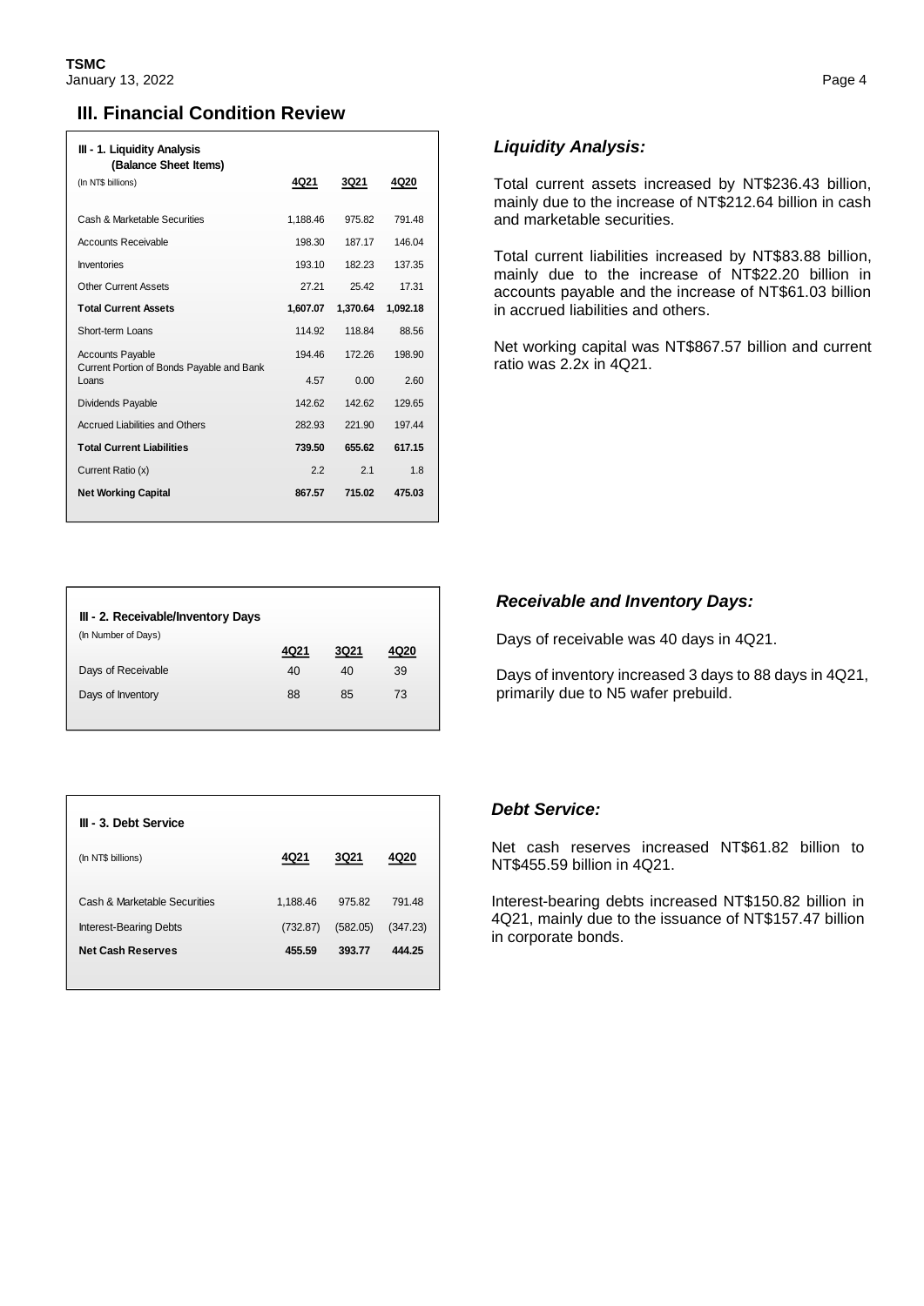## III. Financial Condition Review

| III - 1. Liquidity Analysis (Balance Sheet Items) | | | |
|---|---|---|---|
| (In NT$ billions) | 4Q21 | 3Q21 | 4Q20 |
| Cash & Marketable Securities | 1,188.46 | 975.82 | 791.48 |
| Accounts Receivable | 198.30 | 187.17 | 146.04 |
| Inventories | 193.10 | 182.23 | 137.35 |
| Other Current Assets | 27.21 | 25.42 | 17.31 |
| **Total Current Assets** | **1,607.07** | **1,370.64** | **1,092.18** |
| Short-term Loans | 114.92 | 118.84 | 88.56 |
| Accounts Payable | 194.46 | 172.26 | 198.90 |
| Current Portion of Bonds Payable and Bank Loans | 4.57 | 0.00 | 2.60 |
| Dividends Payable | 142.62 | 142.62 | 129.65 |
| Accrued Liabilities and Others | 282.93 | 221.90 | 197.44 |
| **Total Current Liabilities** | **739.50** | **655.62** | **617.15** |
| Current Ratio (x) | 2.2 | 2.1 | 1.8 |
| **Net Working Capital** | **867.57** | **715.02** | **475.03** |

### *Liquidity Analysis:*

Total current assets increased by NT$236.43 billion, mainly due to the increase of NT$212.64 billion in cash and marketable securities.

Total current liabilities increased by NT$83.88 billion, mainly due to the increase of NT$22.20 billion in accounts payable and the increase of NT$61.03 billion in accrued liabilities and others.

Net working capital was NT$867.57 billion and current ratio was 2.2x in 4Q21.

| III - 2. Receivable/Inventory Days | | | |
|---|---|---|---|
| (In Number of Days) | 4Q21 | 3Q21 | 4Q20 |
| Days of Receivable | 40 | 40 | 39 |
| Days of Inventory | 88 | 85 | 73 |

### *Receivable and Inventory Days:*

Days of receivable was 40 days in 4Q21.

Days of inventory increased 3 days to 88 days in 4Q21, primarily due to N5 wafer prebuild.

| III - 3. Debt Service | | | |
|---|---|---|---|
| (In NT$ billions) | 4Q21 | 3Q21 | 4Q20 |
| Cash & Marketable Securities | 1,188.46 | 975.82 | 791.48 |
| Interest-Bearing Debts | (732.87) | (582.05) | (347.23) |
| **Net Cash Reserves** | **455.59** | **393.77** | **444.25** |

### *Debt Service:*

Net cash reserves increased NT$61.82 billion to NT$455.59 billion in 4Q21.

Interest-bearing debts increased NT$150.82 billion in 4Q21, mainly due to the issuance of NT$157.47 billion in corporate bonds.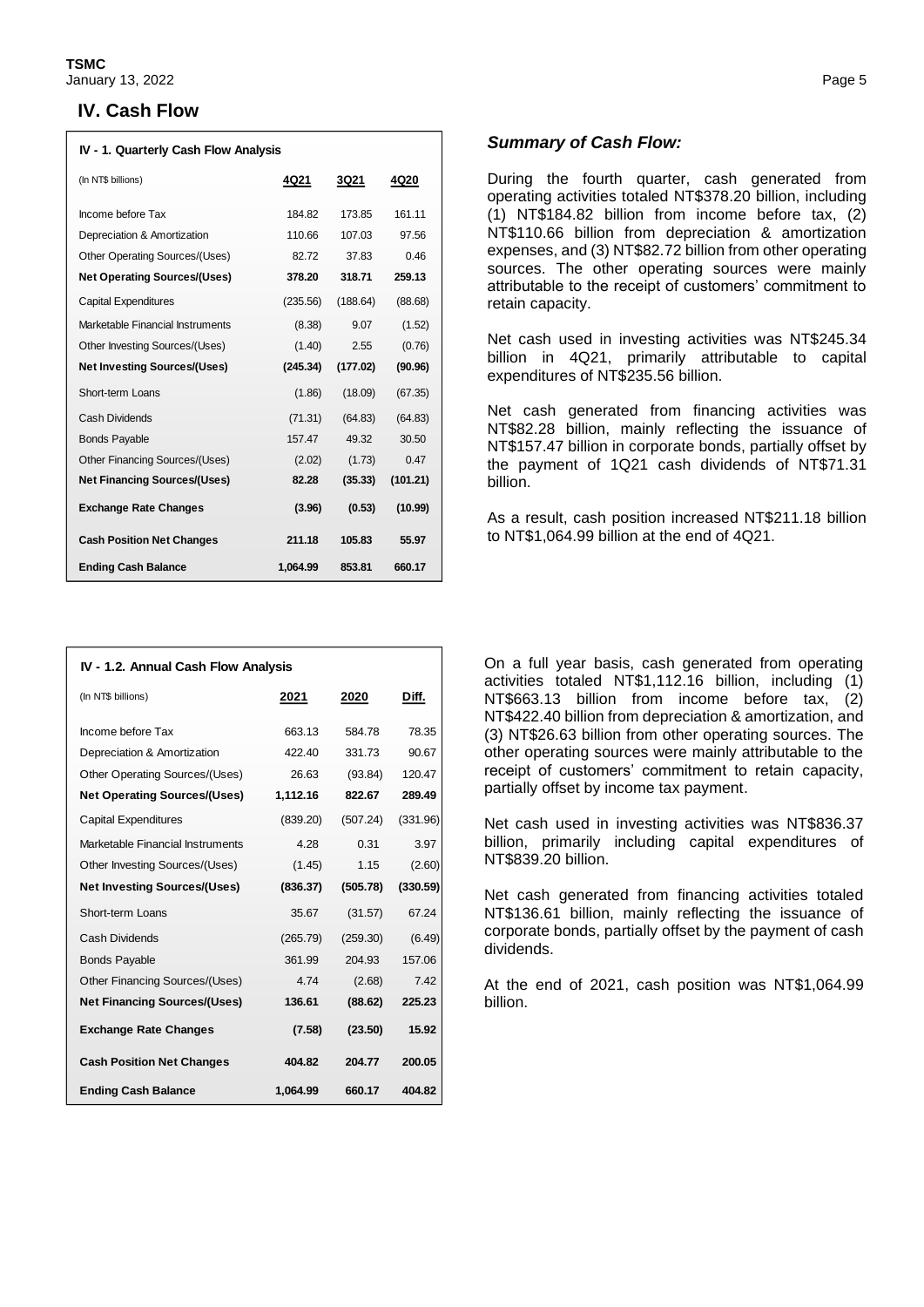## IV. Cash Flow

**IV - 1. Quarterly Cash Flow Analysis**

| (In NT$ billions) | 4Q21 | 3Q21 | 4Q20 |
|---|---|---|---|
| Income before Tax | 184.82 | 173.85 | 161.11 |
| Depreciation & Amortization | 110.66 | 107.03 | 97.56 |
| Other Operating Sources/(Uses) | 82.72 | 37.83 | 0.46 |
| **Net Operating Sources/(Uses)** | **378.20** | **318.71** | **259.13** |
| Capital Expenditures | (235.56) | (188.64) | (88.68) |
| Marketable Financial Instruments | (8.38) | 9.07 | (1.52) |
| Other Investing Sources/(Uses) | (1.40) | 2.55 | (0.76) |
| **Net Investing Sources/(Uses)** | **(245.34)** | **(177.02)** | **(90.96)** |
| Short-term Loans | (1.86) | (18.09) | (67.35) |
| Cash Dividends | (71.31) | (64.83) | (64.83) |
| Bonds Payable | 157.47 | 49.32 | 30.50 |
| Other Financing Sources/(Uses) | (2.02) | (1.73) | 0.47 |
| **Net Financing Sources/(Uses)** | **82.28** | **(35.33)** | **(101.21)** |
| **Exchange Rate Changes** | **(3.96)** | **(0.53)** | **(10.99)** |
| **Cash Position Net Changes** | **211.18** | **105.83** | **55.97** |
| **Ending Cash Balance** | **1,064.99** | **853.81** | **660.17** |

### *Summary of Cash Flow:*

During the fourth quarter, cash generated from operating activities totaled NT$378.20 billion, including (1) NT$184.82 billion from income before tax, (2) NT$110.66 billion from depreciation & amortization expenses, and (3) NT$82.72 billion from other operating sources. The other operating sources were mainly attributable to the receipt of customers' commitment to retain capacity.

Net cash used in investing activities was NT$245.34 billion in 4Q21, primarily attributable to capital expenditures of NT$235.56 billion.

Net cash generated from financing activities was NT$82.28 billion, mainly reflecting the issuance of NT$157.47 billion in corporate bonds, partially offset by the payment of 1Q21 cash dividends of NT$71.31 billion.

As a result, cash position increased NT$211.18 billion to NT$1,064.99 billion at the end of 4Q21.

**IV - 1.2. Annual Cash Flow Analysis**

| (In NT$ billions) | 2021 | 2020 | Diff. |
|---|---|---|---|
| Income before Tax | 663.13 | 584.78 | 78.35 |
| Depreciation & Amortization | 422.40 | 331.73 | 90.67 |
| Other Operating Sources/(Uses) | 26.63 | (93.84) | 120.47 |
| **Net Operating Sources/(Uses)** | **1,112.16** | **822.67** | **289.49** |
| Capital Expenditures | (839.20) | (507.24) | (331.96) |
| Marketable Financial Instruments | 4.28 | 0.31 | 3.97 |
| Other Investing Sources/(Uses) | (1.45) | 1.15 | (2.60) |
| **Net Investing Sources/(Uses)** | **(836.37)** | **(505.78)** | **(330.59)** |
| Short-term Loans | 35.67 | (31.57) | 67.24 |
| Cash Dividends | (265.79) | (259.30) | (6.49) |
| Bonds Payable | 361.99 | 204.93 | 157.06 |
| Other Financing Sources/(Uses) | 4.74 | (2.68) | 7.42 |
| **Net Financing Sources/(Uses)** | **136.61** | **(88.62)** | **225.23** |
| **Exchange Rate Changes** | **(7.58)** | **(23.50)** | **15.92** |
| **Cash Position Net Changes** | **404.82** | **204.77** | **200.05** |
| **Ending Cash Balance** | **1,064.99** | **660.17** | **404.82** |

On a full year basis, cash generated from operating activities totaled NT$1,112.16 billion, including (1) NT$663.13 billion from income before tax, (2) NT$422.40 billion from depreciation & amortization, and (3) NT$26.63 billion from other operating sources. The other operating sources were mainly attributable to the receipt of customers' commitment to retain capacity, partially offset by income tax payment.

Net cash used in investing activities was NT$836.37 billion, primarily including capital expenditures of NT$839.20 billion.

Net cash generated from financing activities totaled NT$136.61 billion, mainly reflecting the issuance of corporate bonds, partially offset by the payment of cash dividends.

At the end of 2021, cash position was NT$1,064.99 billion.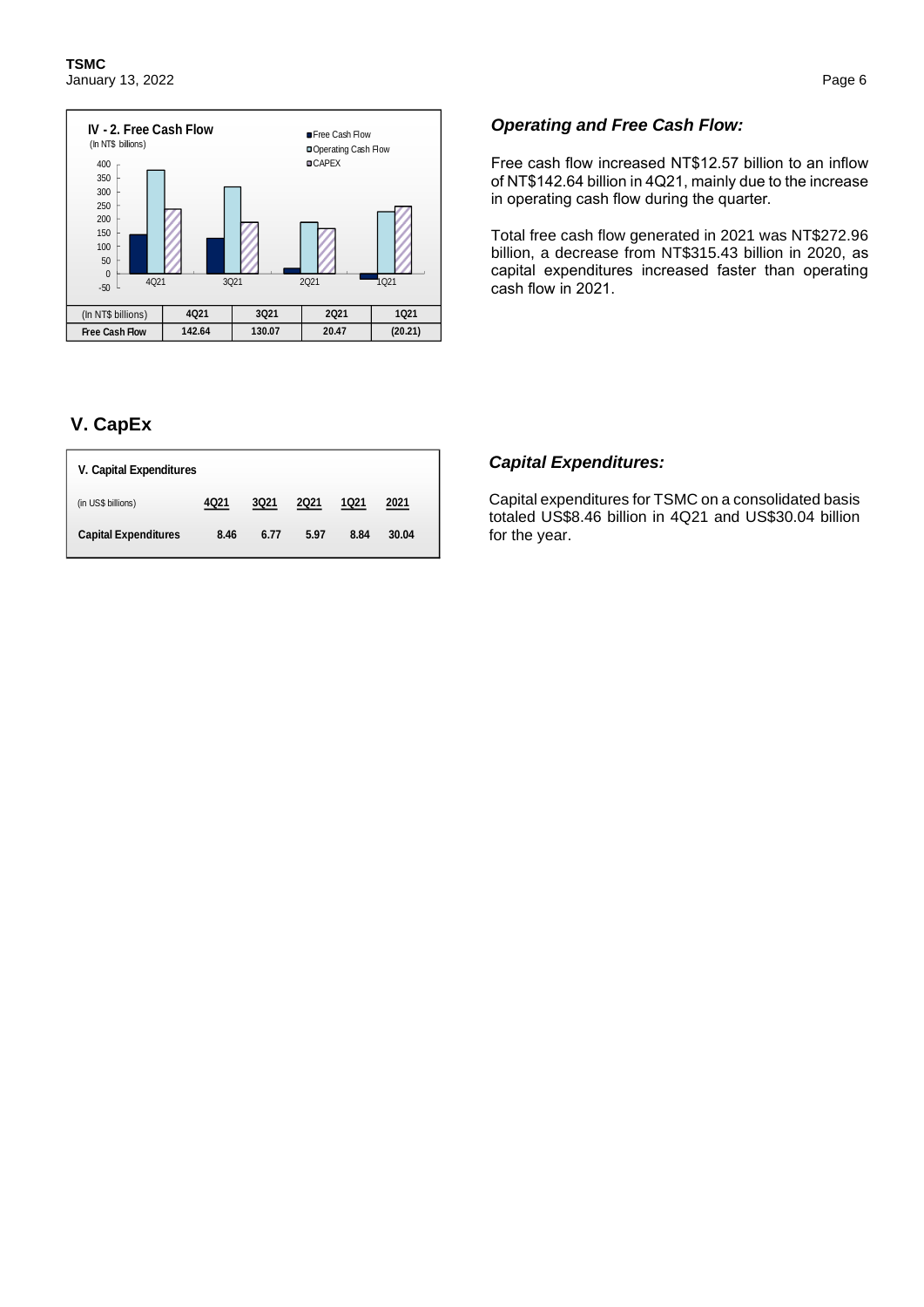**IV - 2. Free Cash Flow**
(In NT$ billions)

| (In NT$ billions) | 4Q21 | 3Q21 | 2Q21 | 1Q21 |
|---|---|---|---|---|
| Free Cash Flow | 142.64 | 130.07 | 20.47 | (20.21) |

### *Operating and Free Cash Flow:*

Free cash flow increased NT$12.57 billion to an inflow of NT$142.64 billion in 4Q21, mainly due to the increase in operating cash flow during the quarter.

Total free cash flow generated in 2021 was NT$272.96 billion, a decrease from NT$315.43 billion in 2020, as capital expenditures increased faster than operating cash flow in 2021.

## V. CapEx

**V. Capital Expenditures**

| (in US$ billions) | 4Q21 | 3Q21 | 2Q21 | 1Q21 | 2021 |
|---|---|---|---|---|---|
| **Capital Expenditures** | 8.46 | 6.77 | 5.97 | 8.84 | 30.04 |

### *Capital Expenditures:*

Capital expenditures for TSMC on a consolidated basis totaled US$8.46 billion in 4Q21 and US$30.04 billion for the year.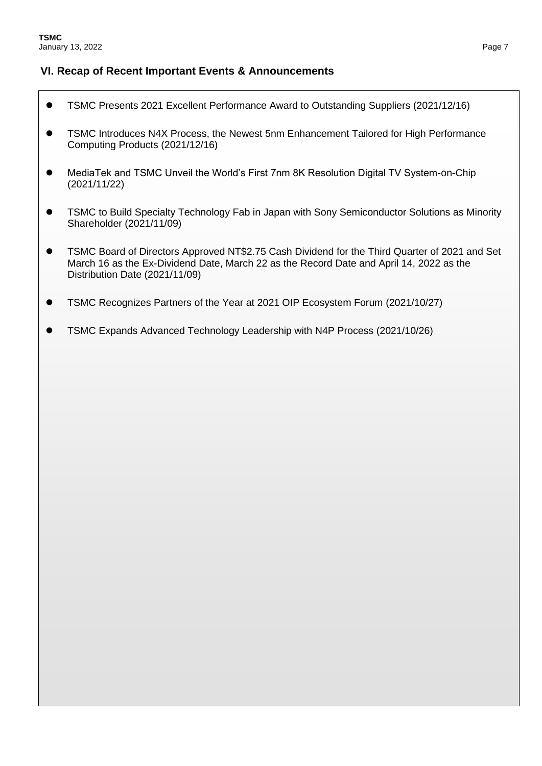## VI. Recap of Recent Important Events & Announcements

- TSMC Presents 2021 Excellent Performance Award to Outstanding Suppliers (2021/12/16)
- TSMC Introduces N4X Process, the Newest 5nm Enhancement Tailored for High Performance Computing Products (2021/12/16)
- MediaTek and TSMC Unveil the World's First 7nm 8K Resolution Digital TV System-on-Chip (2021/11/22)
- TSMC to Build Specialty Technology Fab in Japan with Sony Semiconductor Solutions as Minority Shareholder (2021/11/09)
- TSMC Board of Directors Approved NT$2.75 Cash Dividend for the Third Quarter of 2021 and Set March 16 as the Ex-Dividend Date, March 22 as the Record Date and April 14, 2022 as the Distribution Date (2021/11/09)
- TSMC Recognizes Partners of the Year at 2021 OIP Ecosystem Forum (2021/10/27)
- TSMC Expands Advanced Technology Leadership with N4P Process (2021/10/26)